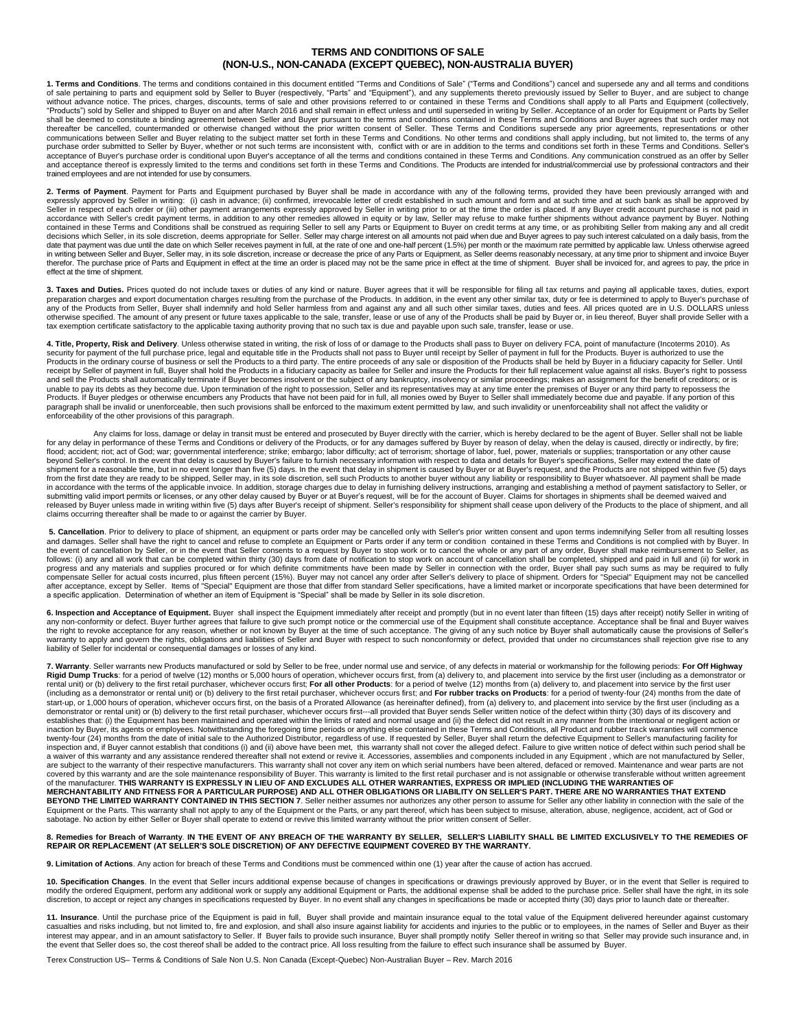# TERMS AND CONDITIONS OF SALE
## (NON-U.S., NON-CANADA (EXCEPT QUEBEC), NON-AUSTRALIA BUYER)

**1. Terms and Conditions**. The terms and conditions contained in this document entitled "Terms and Conditions of Sale" ("Terms and Conditions") cancel and supersede any and all terms and conditions of sale pertaining to parts and equipment sold by Seller to Buyer (respectively, "Parts" and "Equipment"), and any supplements thereto previously issued by Seller to Buyer, and are subject to change without advance notice. The prices, charges, discounts, terms of sale and other provisions referred to or contained in these Terms and Conditions shall apply to all Parts and Equipment (collectively, "Products") sold by Seller and shipped to Buyer on and after March 2016 and shall remain in effect unless and until superseded in writing by Seller. Acceptance of an order for Equipment or Parts by Seller shall be deemed to constitute a binding agreement between Seller and Buyer pursuant to the terms and conditions contained in these Terms and Conditions and Buyer agrees that such order may not thereafter be cancelled, countermanded or otherwise changed without the prior written consent of Seller. These Terms and Conditions supersede any prior agreements, representations or other communications between Seller and Buyer relating to the subject matter set forth in these Terms and Conditions. No other terms and conditions shall apply including, but not limited to, the terms of any purchase order submitted to Seller by Buyer, whether or not such terms are inconsistent with, conflict with or are in addition to the terms and conditions set forth in these Terms and Conditions. Seller's acceptance of Buyer's purchase order is conditional upon Buyer's acceptance of all the terms and conditions contained in these Terms and Conditions. Any communication construed as an offer by Seller and acceptance thereof is expressly limited to the terms and conditions set forth in these Terms and Conditions. The Products are intended for industrial/commercial use by professional contractors and their trained employees and are not intended for use by consumers.

**2. Terms of Payment**. Payment for Parts and Equipment purchased by Buyer shall be made in accordance with any of the following terms, provided they have been previously arranged with and expressly approved by Seller in writing: (i) cash in advance; (ii) confirmed, irrevocable letter of credit established in such amount and form and at such time and at such bank as shall be approved by Seller in respect of each order or (iii) other payment arrangements expressly approved by Seller in writing prior to or at the time the order is placed. If any Buyer credit account purchase is not paid in accordance with Seller's credit payment terms, in addition to any other remedies allowed in equity or by law, Seller may refuse to make further shipments without advance payment by Buyer. Nothing contained in these Terms and Conditions shall be construed as requiring Seller to sell any Parts or Equipment to Buyer on credit terms at any time, or as prohibiting Seller from making any and all credit decisions which Seller, in its sole discretion, deems appropriate for Seller. Seller may charge interest on all amounts not paid when due and Buyer agrees to pay such interest calculated on a daily basis, from the date that payment was due until the date on which Seller receives payment in full, at the rate of one and one-half percent (1.5%) per month or the maximum rate permitted by applicable law. Unless otherwise agreed in writing between Seller and Buyer, Seller may, in its sole discretion, increase or decrease the price of any Parts or Equipment, as Seller deems reasonably necessary, at any time prior to shipment and invoice Buyer therefor. The purchase price of Parts and Equipment in effect at the time an order is placed may not be the same price in effect at the time of shipment. Buyer shall be invoiced for, and agrees to pay, the price in effect at the time of shipment.

**3. Taxes and Duties.** Prices quoted do not include taxes or duties of any kind or nature. Buyer agrees that it will be responsible for filing all tax returns and paying all applicable taxes, duties, export preparation charges and export documentation charges resulting from the purchase of the Products. In addition, in the event any other similar tax, duty or fee is determined to apply to Buyer's purchase of any of the Products from Seller, Buyer shall indemnify and hold Seller harmless from and against any and all such other similar taxes, duties and fees. All prices quoted are in U.S. DOLLARS unless otherwise specified. The amount of any present or future taxes applicable to the sale, transfer, lease or use of any of the Products shall be paid by Buyer or, in lieu thereof, Buyer shall provide Seller with a tax exemption certificate satisfactory to the applicable taxing authority proving that no such tax is due and payable upon such sale, transfer, lease or use.

**4. Title, Property, Risk and Delivery**. Unless otherwise stated in writing, the risk of loss of or damage to the Products shall pass to Buyer on delivery FCA, point of manufacture (Incoterms 2010). As security for payment of the full purchase price, legal and equitable title in the Products shall not pass to Buyer until receipt by Seller of payment in full for the Products. Buyer is authorized to use the Products in the ordinary course of business or sell the Products to a third party. The entire proceeds of any sale or disposition of the Products shall be held by Buyer in a fiduciary capacity for Seller. Until receipt by Seller of payment in full, Buyer shall hold the Products in a fiduciary capacity as bailee for Seller and insure the Products for their full replacement value against all risks. Buyer's right to possess and sell the Products shall automatically terminate if Buyer becomes insolvent or the subject of any bankruptcy, insolvency or similar proceedings; makes an assignment for the benefit of creditors; or is unable to pay its debts as they become due. Upon termination of the right to possession, Seller and its representatives may at any time enter the premises of Buyer or any third party to repossess the Products. If Buyer pledges or otherwise encumbers any Products that have not been paid for in full, all monies owed by Buyer to Seller shall immediately become due and payable. If any portion of this paragraph shall be invalid or unenforceable, then such provisions shall be enforced to the maximum extent permitted by law, and such invalidity or unenforceability shall not affect the validity or enforceability of the other provisions of this paragraph.

Any claims for loss, damage or delay in transit must be entered and prosecuted by Buyer directly with the carrier, which is hereby declared to be the agent of Buyer. Seller shall not be liable for any delay in performance of these Terms and Conditions or delivery of the Products, or for any damages suffered by Buyer by reason of delay, when the delay is caused, directly or indirectly, by fire; flood; accident; riot; act of God; war; governmental interference; strike; embargo; labor difficulty; act of terrorism; shortage of labor, fuel, power, materials or supplies; transportation or any other cause beyond Seller's control. In the event that delay is caused by Buyer's failure to furnish necessary information with respect to data and details for Buyer's specifications, Seller may extend the date of shipment for a reasonable time, but in no event longer than five (5) days. In the event that delay in shipment is caused by Buyer or at Buyer's request, and the Products are not shipped within five (5) days from the first date they are ready to be shipped, Seller may, in its sole discretion, sell such Products to another buyer without any liability or responsibility to Buyer whatsoever. All payment shall be made in accordance with the terms of the applicable invoice. In addition, storage charges due to delay in furnishing delivery instructions, arranging and establishing a method of payment satisfactory to Seller, or submitting valid import permits or licenses, or any other delay caused by Buyer or at Buyer's request, will be for the account of Buyer. Claims for shortages in shipments shall be deemed waived and released by Buyer unless made in writing within five (5) days after Buyer's receipt of shipment. Seller's responsibility for shipment shall cease upon delivery of the Products to the place of shipment, and all claims occurring thereafter shall be made to or against the carrier by Buyer.

**5. Cancellation**. Prior to delivery to place of shipment, an equipment or parts order may be cancelled only with Seller's prior written consent and upon terms indemnifying Seller from all resulting losses and damages. Seller shall have the right to cancel and refuse to complete an Equipment or Parts order if any term or condition contained in these Terms and Conditions is not complied with by Buyer. In the event of cancellation by Seller, or in the event that Seller consents to a request by Buyer to stop work or to cancel the whole or any part of any order, Buyer shall make reimbursement to Seller, as follows: (i) any and all work that can be completed within thirty (30) days from date of notification to stop work on account of cancellation shall be completed, shipped and paid in full and (ii) for work in progress and any materials and supplies procured or for which definite commitments have been made by Seller in connection with the order, Buyer shall pay such sums as may be required to fully compensate Seller for actual costs incurred, plus fifteen percent (15%). Buyer may not cancel any order after Seller's delivery to place of shipment. Orders for "Special" Equipment may not be cancelled after acceptance, except by Seller. Items of "Special" Equipment are those that differ from standard Seller specifications, have a limited market or incorporate specifications that have been determined for a specific application. Determination of whether an item of Equipment is "Special" shall be made by Seller in its sole discretion.

**6. Inspection and Acceptance of Equipment.** Buyer shall inspect the Equipment immediately after receipt and promptly (but in no event later than fifteen (15) days after receipt) notify Seller in writing of any non-conformity or defect. Buyer further agrees that failure to give such prompt notice or the commercial use of the Equipment shall constitute acceptance. Acceptance shall be final and Buyer waives the right to revoke acceptance for any reason, whether or not known by Buyer at the time of such acceptance. The giving of any such notice by Buyer shall automatically cause the provisions of Seller's warranty to apply and govern the rights, obligations and liabilities of Seller and Buyer with respect to such nonconformity or defect, provided that under no circumstances shall rejection give rise to any liability of Seller for incidental or consequential damages or losses of any kind.

**7. Warranty**. Seller warrants new Products manufactured or sold by Seller to be free, under normal use and service, of any defects in material or workmanship for the following periods: **For Off Highway Rigid Dump Trucks**: for a period of twelve (12) months or 5,000 hours of operation, whichever occurs first, from (a) delivery to, and placement into service by the first user (including as a demonstrator or rental unit) or (b) delivery to the first retail purchaser, whichever occurs first; **For all other Products**: for a period of twelve (12) months from (a) delivery to, and placement into service by the first user (including as a demonstrator or rental unit) or (b) delivery to the first retail purchaser, whichever occurs first; and **For rubber tracks on Products**: for a period of twenty-four (24) months from the date of start-up, or 1,000 hours of operation, whichever occurs first, on the basis of a Prorated Allowance (as hereinafter defined), from (a) delivery to, and placement into service by the first user (including as a demonstrator or rental unit) or (b) delivery to the first retail purchaser, whichever occurs first---all provided that Buyer sends Seller written notice of the defect within thirty (30) days of its discovery and establishes that: (i) the Equipment has been maintained and operated within the limits of rated and normal usage and (ii) the defect did not result in any manner from the intentional or negligent action or inaction by Buyer, its agents or employees. Notwithstanding the foregoing time periods or anything else contained in these Terms and Conditions, all Product and rubber track warranties will commence twenty-four (24) months from the date of initial sale to the Authorized Distributor, regardless of use. If requested by Seller, Buyer shall return the defective Equipment to Seller's manufacturing facility for inspection and, if Buyer cannot establish that conditions (i) and (ii) above have been met, this warranty shall not cover the alleged defect. Failure to give written notice of defect within such period shall be a waiver of this warranty and any assistance rendered thereafter shall not extend or revive it. Accessories, assemblies and components included in any Equipment , which are not manufactured by Seller, are subject to the warranty of their respective manufacturers. This warranty shall not cover any item on which serial numbers have been altered, defaced or removed. Maintenance and wear parts are not covered by this warranty and are the sole maintenance responsibility of Buyer. This warranty is limited to the first retail purchaser and is not assignable or otherwise transferable without written agreement of the manufacturer. **THIS WARRANTY IS EXPRESSLY IN LIEU OF AND EXCLUDES ALL OTHER WARRANTIES, EXPRESS OR IMPLIED (INCLUDING THE WARRANTIES OF MERCHANTABILITY AND FITNESS FOR A PARTICULAR PURPOSE) AND ALL OTHER OBLIGATIONS OR LIABILITY ON SELLER'S PART. THERE ARE NO WARRANTIES THAT EXTEND BEYOND THE LIMITED WARRANTY CONTAINED IN THIS SECTION 7**. Seller neither assumes nor authorizes any other person to assume for Seller any other liability in connection with the sale of the Equipment or the Parts. This warranty shall not apply to any of the Equipment or the Parts, or any part thereof, which has been subject to misuse, alteration, abuse, negligence, accident, act of God or sabotage. No action by either Seller or Buyer shall operate to extend or revive this limited warranty without the prior written consent of Seller.

**8. Remedies for Breach of Warranty**. **IN THE EVENT OF ANY BREACH OF THE WARRANTY BY SELLER, SELLER'S LIABILITY SHALL BE LIMITED EXCLUSIVELY TO THE REMEDIES OF REPAIR OR REPLACEMENT (AT SELLER'S SOLE DISCRETION) OF ANY DEFECTIVE EQUIPMENT COVERED BY THE WARRANTY.**

**9. Limitation of Actions**. Any action for breach of these Terms and Conditions must be commenced within one (1) year after the cause of action has accrued.

**10. Specification Changes**. In the event that Seller incurs additional expense because of changes in specifications or drawings previously approved by Buyer, or in the event that Seller is required to modify the ordered Equipment, perform any additional work or supply any additional Equipment or Parts, the additional expense shall be added to the purchase price. Seller shall have the right, in its sole discretion, to accept or reject any changes in specifications requested by Buyer. In no event shall any changes in specifications be made or accepted thirty (30) days prior to launch date or thereafter.

**11. Insurance**. Until the purchase price of the Equipment is paid in full, Buyer shall provide and maintain insurance equal to the total value of the Equipment delivered hereunder against customary casualties and risks including, but not limited to, fire and explosion, and shall also insure against liability for accidents and injuries to the public or to employees, in the names of Seller and Buyer as their interest may appear, and in an amount satisfactory to Seller. If Buyer fails to provide such insurance, Buyer shall promptly notify Seller thereof in writing so that Seller may provide such insurance and, in the event that Seller does so, the cost thereof shall be added to the contract price. All loss resulting from the failure to effect such insurance shall be assumed by Buyer.

Terex Construction US– Terms & Conditions of Sale Non U.S. Non Canada (Except-Quebec) Non-Australian Buyer – Rev. March 2016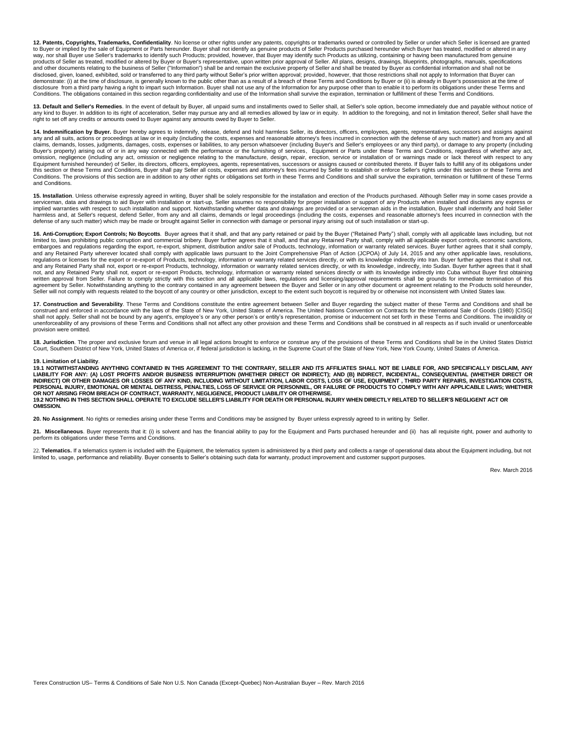**12. Patents, Copyrights, Trademarks, Confidentiality**. No license or other rights under any patents, copyrights or trademarks owned or controlled by Seller or under which Seller is licensed are granted to Buyer or implied by the sale of Equipment or Parts hereunder. Buyer shall not identify as genuine products of Seller Products purchased hereunder which Buyer has treated, modified or altered in any way, nor shall Buyer use Seller's trademarks to identify such Products; provided, however, that Buyer may identify such Products as utilizing, containing or having been manufactured from genuine products of Seller as treated, modified or altered by Buyer or Buyer's representative, upon written prior approval of Seller. All plans, designs, drawings, blueprints, photographs, manuals, specifications and other documents relating to the business of Seller ("Information") shall be and remain the exclusive property of Seller and shall be treated by Buyer as confidential information and shall not be disclosed, given, loaned, exhibited, sold or transferred to any third party without Seller's prior written approval; provided, however, that those restrictions shall not apply to Information that Buyer can demonstrate: (i) at the time of disclosure, is generally known to the public other than as a result of a breach of these Terms and Conditions by Buyer or (ii) is already in Buyer's possession at the time of disclosure from a third party having a right to impart such Information. Buyer shall not use any of the Information for any purpose other than to enable it to perform its obligations under these Terms and Conditions. The obligations contained in this section regarding confidentiality and use of the Information shall survive the expiration, termination or fulfillment of these Terms and Conditions.

**13. Default and Seller's Remedies**. In the event of default by Buyer, all unpaid sums and installments owed to Seller shall, at Seller's sole option, become immediately due and payable without notice of any kind to Buyer. In addition to its right of acceleration, Seller may pursue any and all remedies allowed by law or in equity. In addition to the foregoing, and not in limitation thereof, Seller shall have the right to set off any credits or amounts owed to Buyer against any amounts owed by Buyer to Seller.

**14. Indemnification by Buyer.** Buyer hereby agrees to indemnify, release, defend and hold harmless Seller, its directors, officers, employees, agents, representatives, successors and assigns against any and all suits, actions or proceedings at law or in equity (including the costs, expenses and reasonable attorney's fees incurred in connection with the defense of any such matter) and from any and all claims, demands, losses, judgments, damages, costs, expenses or liabilities, to any person whatsoever (including Buyer's and Seller's employees or any third party), or damage to any property (including Buyer's property) arising out of or in any way connected with the performance or the furnishing of services, Equipment or Parts under these Terms and Conditions, regardless of whether any act, omission, negligence (including any act, omission or negligence relating to the manufacture, design, repair, erection, service or installation of or warnings made or lack thereof with respect to any Equipment furnished hereunder) of Seller, its directors, officers, employees, agents, representatives, successors or assigns caused or contributed thereto. If Buyer fails to fulfill any of its obligations under this section or these Terms and Conditions, Buyer shall pay Seller all costs, expenses and attorney's fees incurred by Seller to establish or enforce Seller's rights under this section or these Terms and Conditions. The provisions of this section are in addition to any other rights or obligations set forth in these Terms and Conditions and shall survive the expiration, termination or fulfillment of these Terms and Conditions.

**15. Installation**. Unless otherwise expressly agreed in writing, Buyer shall be solely responsible for the installation and erection of the Products purchased. Although Seller may in some cases provide a serviceman, data and drawings to aid Buyer with installation or start-up, Seller assumes no responsibility for proper installation or support of any Products when installed and disclaims any express or implied warranties with respect to such installation and support. Notwithstanding whether data and drawings are provided or a serviceman aids in the installation, Buyer shall indemnify and hold Seller harmless and, at Seller's request, defend Seller, from any and all claims, demands or legal proceedings (including the costs, expenses and reasonable attorney's fees incurred in connection with the defense of any such matter) which may be made or brought against Seller in connection with damage or personal injury arising out of such installation or start-up.

**16. Anti-Corruption; Export Controls; No Boycotts**. Buyer agrees that it shall, and that any party retained or paid by the Buyer ("Retained Party") shall, comply with all applicable laws including, but not limited to, laws prohibiting public corruption and commercial bribery. Buyer further agrees that it shall, and that any Retained Party shall, comply with all applicable export controls, economic sanctions, embargoes and regulations regarding the export, re-export, shipment, distribution and/or sale of Products, technology, information or warranty related services. Buyer further agrees that it shall comply, and any Retained Party wherever located shall comply with applicable laws pursuant to the Joint Comprehensive Plan of Action (JCPOA) of July 14, 2015 and any other applicable laws, resolutions, regulations or licenses for the export or re-export of Products, technology, information or warranty related services directly, or with its knowledge indirectly into Iran. Buyer further agrees that it shall not, and any Retained Party shall not, export or re-export Products, technology, information or warranty related services directly, or with its knowledge, indirectly, into Sudan. Buyer further agrees that it shall not, and any Retained Party shall not, export or re-export Products, technology, information or warranty related services directly or with its knowledge indirectly into Cuba without Buyer first obtaining written approval from Seller. Failure to comply strictly with this section and all applicable laws, regulations and licensing/approval requirements shall be grounds for immediate termination of this agreement by Seller. Notwithstanding anything to the contrary contained in any agreement between the Buyer and Seller or in any other document or agreement relating to the Products sold hereunder, Seller will not comply with requests related to the boycott of any country or other jurisdiction, except to the extent such boycott is required by or otherwise not inconsistent with United States law.

**17. Construction and Severability**. These Terms and Conditions constitute the entire agreement between Seller and Buyer regarding the subject matter of these Terms and Conditions and shall be construed and enforced in accordance with the laws of the State of New York, United States of America. The United Nations Convention on Contracts for the International Sale of Goods (1980) [CISG] shall not apply. Seller shall not be bound by any agent's, employee's or any other person's or entity's representation, promise or inducement not set forth in these Terms and Conditions. The invalidity or unenforceability of any provisions of these Terms and Conditions shall not affect any other provision and these Terms and Conditions shall be construed in all respects as if such invalid or unenforceable provision were omitted.

**18. Jurisdiction**. The proper and exclusive forum and venue in all legal actions brought to enforce or construe any of the provisions of these Terms and Conditions shall be in the United States District Court, Southern District of New York, United States of America or, if federal jurisdiction is lacking, in the Supreme Court of the State of New York, New York County, United States of America.

**19. Limitation of Liability**.

**19.1 NOTWITHSTANDING ANYTHING CONTAINED IN THIS AGREEMENT TO THE CONTRARY, SELLER AND ITS AFFILIATES SHALL NOT BE LIABLE FOR, AND SPECIFICALLY DISCLAIM, ANY LIABILITY FOR ANY: (A) LOST PROFITS AND/OR BUSINESS INTERRUPTION (WHETHER DIRECT OR INDIRECT); AND (B) INDIRECT, INCIDENTAL, CONSEQUENTIAL (WHETHER DIRECT OR INDIRECT) OR OTHER DAMAGES OR LOSSES OF ANY KIND, INCLUDING WITHOUT LIMITATION, LABOR COSTS, LOSS OF USE, EQUIPMENT , THIRD PARTY REPAIRS, INVESTIGATION COSTS, PERSONAL INJURY, EMOTIONAL OR MENTAL DISTRESS, PENALTIES, LOSS OF SERVICE OR PERSONNEL, OR FAILURE OF PRODUCTS TO COMPLY WITH ANY APPLICABLE LAWS; WHETHER OR NOT ARISING FROM BREACH OF CONTRACT, WARRANTY, NEGLIGENCE, PRODUCT LIABILITY OR OTHERWISE.**

**19.2 NOTHING IN THIS SECTION SHALL OPERATE TO EXCLUDE SELLER'S LIABILITY FOR DEATH OR PERSONAL INJURY WHEN DIRECTLY RELATED TO SELLER'S NEGLIGENT ACT OR OMISSION.**

**20. No Assignment**. No rights or remedies arising under these Terms and Conditions may be assigned by Buyer unless expressly agreed to in writing by Seller.

**21. Miscellaneous**. Buyer represents that it: (i) is solvent and has the financial ability to pay for the Equipment and Parts purchased hereunder and (ii) has all requisite right, power and authority to perform its obligations under these Terms and Conditions.

22. **Telematics.** If a telematics system is included with the Equipment, the telematics system is administered by a third party and collects a range of operational data about the Equipment including, but not limited to, usage, performance and reliability. Buyer consents to Seller's obtaining such data for warranty, product improvement and customer support purposes.

Rev. March 2016

Terex Construction US– Terms & Conditions of Sale Non U.S. Non Canada (Except-Quebec) Non-Australian Buyer – Rev. March 2016